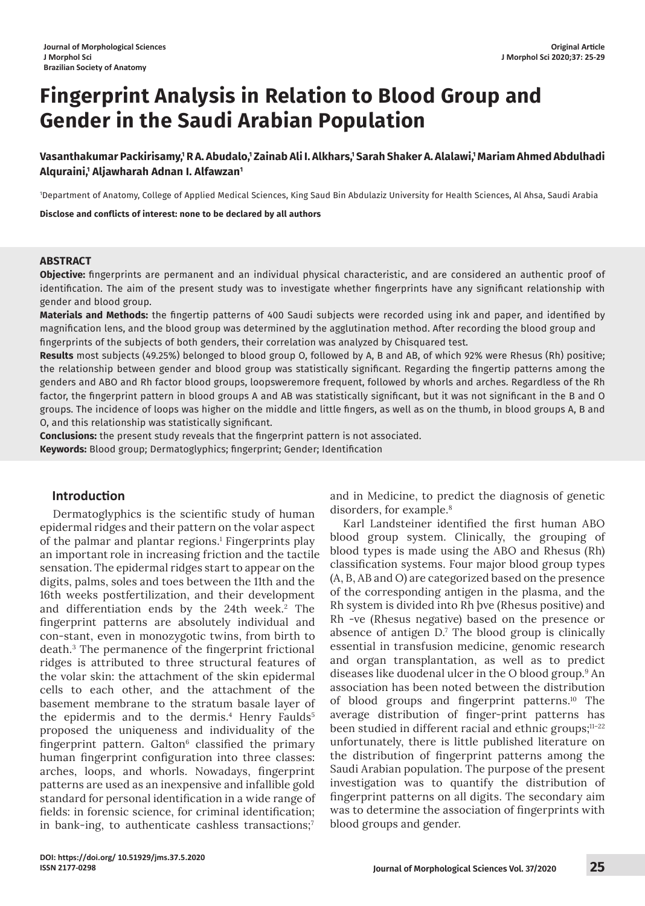# Fingerprint Analysis in Relation to Blood Group and Gender in the Saudi Arabian Population

**Vasanthakumar Packirisamy,[1] R A. Abudalo,[1] Zainab Ali I. Alkhars,[1] Sarah Shaker A. Alalawi,[1] Mariam Ahmed Abdulhadi Alquraini,[1] Aljawharah Adnan I. Alfawzan[1]**

[1]Department of Anatomy, College of Applied Medical Sciences, King Saud Bin Abdulaziz University for Health Sciences, Al Ahsa, Saudi Arabia

**Disclose and conflicts of interest: none to be declared by all authors**

## ABSTRACT

**Objective:** fingerprints are permanent and an individual physical characteristic, and are considered an authentic proof of identification. The aim of the present study was to investigate whether fingerprints have any significant relationship with gender and blood group.

**Materials and Methods:** the fingertip patterns of 400 Saudi subjects were recorded using ink and paper, and identified by magnification lens, and the blood group was determined by the agglutination method. After recording the blood group and fingerprints of the subjects of both genders, their correlation was analyzed by Chisquared test.

**Results** most subjects (49.25%) belonged to blood group O, followed by A, B and AB, of which 92% were Rhesus (Rh) positive; the relationship between gender and blood group was statistically significant. Regarding the fingertip patterns among the genders and ABO and Rh factor blood groups, loopsweremore frequent, followed by whorls and arches. Regardless of the Rh factor, the fingerprint pattern in blood groups A and AB was statistically significant, but it was not significant in the B and O groups. The incidence of loops was higher on the middle and little fingers, as well as on the thumb, in blood groups A, B and O, and this relationship was statistically significant.

**Conclusions:** the present study reveals that the fingerprint pattern is not associated.

**Keywords:** Blood group; Dermatoglyphics; fingerprint; Gender; Identification

## Introduction

Dermatoglyphics is the scientific study of human epidermal ridges and their pattern on the volar aspect of the palmar and plantar regions.[1] Fingerprints play an important role in increasing friction and the tactile sensation. The epidermal ridges start to appear on the digits, palms, soles and toes between the 11th and the 16th weeks postfertilization, and their development and differentiation ends by the 24th week.[2] The fingerprint patterns are absolutely individual and con-stant, even in monozygotic twins, from birth to death.[3] The permanence of the fingerprint frictional ridges is attributed to three structural features of the volar skin: the attachment of the skin epidermal cells to each other, and the attachment of the basement membrane to the stratum basale layer of the epidermis and to the dermis.[4] Henry Faulds[5] proposed the uniqueness and individuality of the fingerprint pattern. Galton[6] classified the primary human fingerprint configuration into three classes: arches, loops, and whorls. Nowadays, fingerprint patterns are used as an inexpensive and infallible gold standard for personal identification in a wide range of fields: in forensic science, for criminal identification; in bank-ing, to authenticate cashless transactions;[7] and in Medicine, to predict the diagnosis of genetic disorders, for example.[8]

Karl Landsteiner identified the first human ABO blood group system. Clinically, the grouping of blood types is made using the ABO and Rhesus (Rh) classification systems. Four major blood group types (A, B, AB and O) are categorized based on the presence of the corresponding antigen in the plasma, and the Rh system is divided into Rh þve (Rhesus positive) and Rh -ve (Rhesus negative) based on the presence or absence of antigen D.[7] The blood group is clinically essential in transfusion medicine, genomic research and organ transplantation, as well as to predict diseases like duodenal ulcer in the O blood group.[9] An association has been noted between the distribution of blood groups and fingerprint patterns.[10] The average distribution of finger-print patterns has been studied in different racial and ethnic groups;[11–22] unfortunately, there is little published literature on the distribution of fingerprint patterns among the Saudi Arabian population. The purpose of the present investigation was to quantify the distribution of fingerprint patterns on all digits. The secondary aim was to determine the association of fingerprints with blood groups and gender.

DOI: https://doi.org/ 10.51929/jms.37.5.2020
ISSN 2177-0298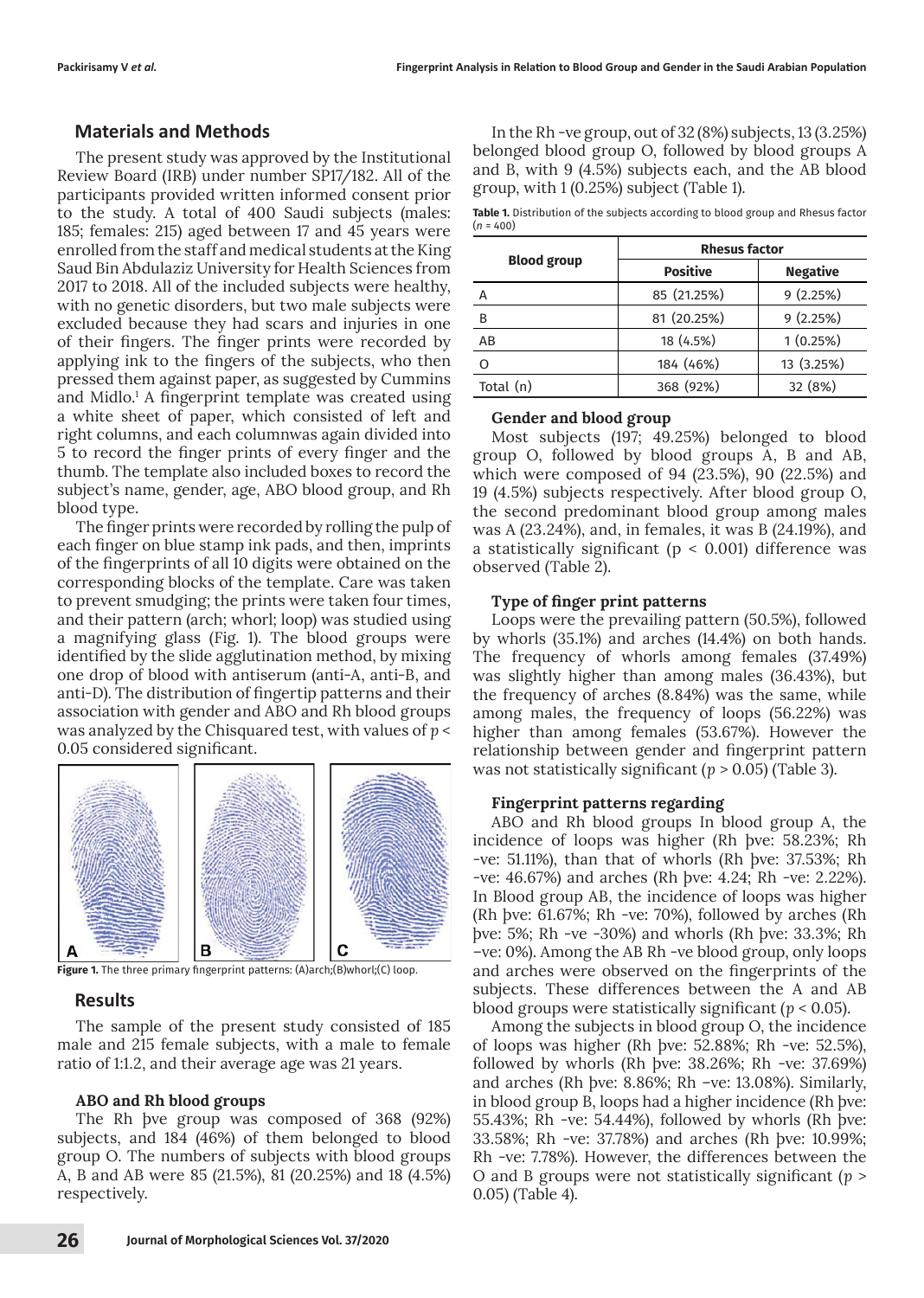## Materials and Methods

The present study was approved by the Institutional Review Board (IRB) under number SP17/182. All of the participants provided written informed consent prior to the study. A total of 400 Saudi subjects (males: 185; females: 215) aged between 17 and 45 years were enrolled from the staff and medical students at the King Saud Bin Abdulaziz University for Health Sciences from 2017 to 2018. All of the included subjects were healthy, with no genetic disorders, but two male subjects were excluded because they had scars and injuries in one of their fingers. The finger prints were recorded by applying ink to the fingers of the subjects, who then pressed them against paper, as suggested by Cummins and Midlo.[1] A fingerprint template was created using a white sheet of paper, which consisted of left and right columns, and each columnwas again divided into 5 to record the finger prints of every finger and the thumb. The template also included boxes to record the subject's name, gender, age, ABO blood group, and Rh blood type.

The finger prints were recorded by rolling the pulp of each finger on blue stamp ink pads, and then, imprints of the fingerprints of all 10 digits were obtained on the corresponding blocks of the template. Care was taken to prevent smudging; the prints were taken four times, and their pattern (arch; whorl; loop) was studied using a magnifying glass (Fig. 1). The blood groups were identified by the slide agglutination method, by mixing one drop of blood with antiserum (anti-A, anti-B, and anti-D). The distribution of fingertip patterns and their association with gender and ABO and Rh blood groups was analyzed by the Chisquared test, with values of $p < 0.05$ considered significant.

**Figure 1.** The three primary fingerprint patterns: (A)arch;(B)whorl;(C) loop.

## Results

The sample of the present study consisted of 185 male and 215 female subjects, with a male to female ratio of 1:1.2, and their average age was 21 years.

### ABO and Rh blood groups

The Rh þve group was composed of 368 (92%) subjects, and 184 (46%) of them belonged to blood group O. The numbers of subjects with blood groups A, B and AB were 85 (21.5%), 81 (20.25%) and 18 (4.5%) respectively.

In the Rh -ve group, out of 32 (8%) subjects, 13 (3.25%) belonged blood group O, followed by blood groups A and B, with 9 (4.5%) subjects each, and the AB blood group, with 1 (0.25%) subject (Table 1).

**Table 1.** Distribution of the subjects according to blood group and Rhesus factor (*n* = 400)

| Blood group | Rhesus factor | |
|---|---|---|
| | Positive | Negative |
| A | 85 (21.25%) | 9 (2.25%) |
| B | 81 (20.25%) | 9 (2.25%) |
| AB | 18 (4.5%) | 1 (0.25%) |
| O | 184 (46%) | 13 (3.25%) |
| Total (n) | 368 (92%) | 32 (8%) |

### Gender and blood group

Most subjects (197; 49.25%) belonged to blood group O, followed by blood groups A, B and AB, which were composed of 94 (23.5%), 90 (22.5%) and 19 (4.5%) subjects respectively. After blood group O, the second predominant blood group among males was A (23.24%), and, in females, it was B (24.19%), and a statistically significant ($p < 0.001$) difference was observed (Table 2).

### Type of finger print patterns

Loops were the prevailing pattern (50.5%), followed by whorls (35.1%) and arches (14.4%) on both hands. The frequency of whorls among females (37.49%) was slightly higher than among males (36.43%), but the frequency of arches (8.84%) was the same, while among males, the frequency of loops (56.22%) was higher than among females (53.67%). However the relationship between gender and fingerprint pattern was not statistically significant ($p > 0.05$) (Table 3).

### Fingerprint patterns regarding

ABO and Rh blood groups In blood group A, the incidence of loops was higher (Rh þve: 58.23%; Rh -ve: 51.11%), than that of whorls (Rh þve: 37.53%; Rh -ve: 46.67%) and arches (Rh þve: 4.24; Rh -ve: 2.22%). In Blood group AB, the incidence of loops was higher (Rh þve: 61.67%; Rh -ve: 70%), followed by arches (Rh þve: 5%; Rh -ve -30%) and whorls (Rh þve: 33.3%; Rh −ve: 0%). Among the AB Rh -ve blood group, only loops and arches were observed on the fingerprints of the subjects. These differences between the A and AB blood groups were statistically significant ($p < 0.05$).

Among the subjects in blood group O, the incidence of loops was higher (Rh þve: 52.88%; Rh -ve: 52.5%), followed by whorls (Rh þve: 38.26%; Rh -ve: 37.69%) and arches (Rh þve: 8.86%; Rh −ve: 13.08%). Similarly, in blood group B, loops had a higher incidence (Rh þve: 55.43%; Rh -ve: 54.44%), followed by whorls (Rh þve: 33.58%; Rh -ve: 37.78%) and arches (Rh þve: 10.99%; Rh -ve: 7.78%). However, the differences between the O and B groups were not statistically significant ($p > 0.05$) (Table 4).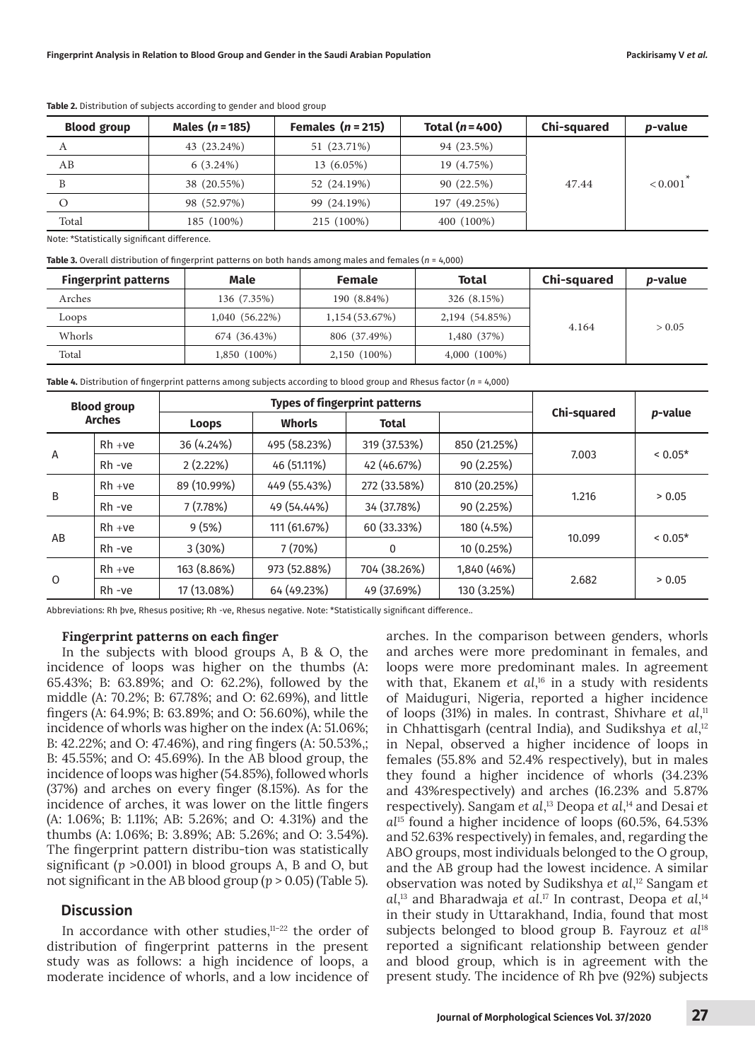**Table 2.** Distribution of subjects according to gender and blood group

| Blood group | Males ($n$ = 185) | Females ($n$ = 215) | Total ($n$ = 400) | Chi-squared | $p$-value |
|---|---|---|---|---|---|
| A | 43 (23.24%) | 51 (23.71%) | 94 (23.5%) | 47.44 | < 0.001* |
| AB | 6 (3.24%) | 13 (6.05%) | 19 (4.75%) | | |
| B | 38 (20.55%) | 52 (24.19%) | 90 (22.5%) | | |
| O | 98 (52.97%) | 99 (24.19%) | 197 (49.25%) | | |
| Total | 185 (100%) | 215 (100%) | 400 (100%) | | |

Note: *Statistically significant difference.

**Table 3.** Overall distribution of fingerprint patterns on both hands among males and females ($n$ = 4,000)

| Fingerprint patterns | Male | Female | Total | Chi-squared | $p$-value |
|---|---|---|---|---|---|
| Arches | 136 (7.35%) | 190 (8.84%) | 326 (8.15%) | 4.164 | > 0.05 |
| Loops | 1,040 (56.22%) | 1,154 (53.67%) | 2,194 (54.85%) | | |
| Whorls | 674 (36.43%) | 806 (37.49%) | 1,480 (37%) | | |
| Total | 1,850 (100%) | 2,150 (100%) | 4,000 (100%) | | |

**Table 4.** Distribution of fingerprint patterns among subjects according to blood group and Rhesus factor ($n$ = 4,000)

| Blood group Arches | | Types of fingerprint patterns | | | | Chi-squared | $p$-value |
|---|---|---|---|---|---|---|---|
| | | Loops | Whorls | Total | | | |
| A | Rh +ve | 36 (4.24%) | 495 (58.23%) | 319 (37.53%) | 850 (21.25%) | 7.003 | < 0.05* |
| | Rh -ve | 2 (2.22%) | 46 (51.11%) | 42 (46.67%) | 90 (2.25%) | | |
| B | Rh +ve | 89 (10.99%) | 449 (55.43%) | 272 (33.58%) | 810 (20.25%) | 1.216 | > 0.05 |
| | Rh -ve | 7 (7.78%) | 49 (54.44%) | 34 (37.78%) | 90 (2.25%) | | |
| AB | Rh +ve | 9 (5%) | 111 (61.67%) | 60 (33.33%) | 180 (4.5%) | 10.099 | < 0.05* |
| | Rh -ve | 3 (30%) | 7 (70%) | 0 | 10 (0.25%) | | |
| O | Rh +ve | 163 (8.86%) | 973 (52.88%) | 704 (38.26%) | 1,840 (46%) | 2.682 | > 0.05 |
| | Rh -ve | 17 (13.08%) | 64 (49.23%) | 49 (37.69%) | 130 (3.25%) | | |

Abbreviations: Rh þve, Rhesus positive; Rh -ve, Rhesus negative. Note: *Statistically significant difference..

**Fingerprint patterns on each finger**

In the subjects with blood groups A, B & O, the incidence of loops was higher on the thumbs (A: 65.43%; B: 63.89%; and O: 62.2%), followed by the middle (A: 70.2%; B: 67.78%; and O: 62.69%), and little fingers (A: 64.9%; B: 63.89%; and O: 56.60%), while the incidence of whorls was higher on the index (A: 51.06%; B: 42.22%; and O: 47.46%), and ring fingers (A: 50.53%,; B: 45.55%; and O: 45.69%). In the AB blood group, the incidence of loops was higher (54.85%), followed whorls (37%) and arches on every finger (8.15%). As for the incidence of arches, it was lower on the little fingers (A: 1.06%; B: 1.11%; AB: 5.26%; and O: 4.31%) and the thumbs (A: 1.06%; B: 3.89%; AB: 5.26%; and O: 3.54%). The fingerprint pattern distribu-tion was statistically significant ($p$ >0.001) in blood groups A, B and O, but not significant in the AB blood group ($p$ > 0.05) (Table 5).

## Discussion

In accordance with other studies,[11–22] the order of distribution of fingerprint patterns in the present study was as follows: a high incidence of loops, a moderate incidence of whorls, and a low incidence of arches. In the comparison between genders, whorls and arches were more predominant in females, and loops were more predominant males. In agreement with that, Ekanem *et al*,[16] in a study with residents of Maiduguri, Nigeria, reported a higher incidence of loops (31%) in males. In contrast, Shivhare *et al*,[11] in Chhattisgarh (central India), and Sudikshya *et al*,[12] in Nepal, observed a higher incidence of loops in females (55.8% and 52.4% respectively), but in males they found a higher incidence of whorls (34.23% and 43%respectively) and arches (16.23% and 5.87% respectively). Sangam *et al*,[13] Deopa *et al*,[14] and Desai *et al*[15] found a higher incidence of loops (60.5%, 64.53% and 52.63% respectively) in females, and, regarding the ABO groups, most individuals belonged to the O group, and the AB group had the lowest incidence. A similar observation was noted by Sudikshya *et al*,[12] Sangam *et al*,[13] and Bharadwaja *et al*.[17] In contrast, Deopa *et al*,[14] in their study in Uttarakhand, India, found that most subjects belonged to blood group B. Fayrouz *et al*[18] reported a significant relationship between gender and blood group, which is in agreement with the present study. The incidence of Rh þve (92%) subjects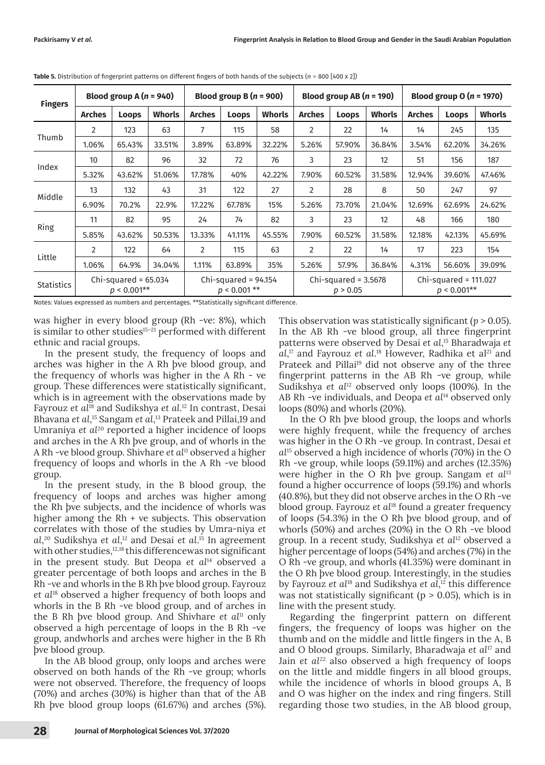**Table 5.** Distribution of fingerprint patterns on different fingers of both hands of the subjects (*n* = 800 [400 x 2])

| Fingers | Blood group A (*n* = 940) | | | Blood group B (*n* = 900) | | | Blood group AB (*n* = 190) | | | Blood group O (*n* = 1970) | | |
|---|---|---|---|---|---|---|---|---|---|---|---|---|
| | **Arches** | **Loops** | **Whorls** | **Arches** | **Loops** | **Whorls** | **Arches** | **Loops** | **Whorls** | **Arches** | **Loops** | **Whorls** |
| Thumb | 2 | 123 | 63 | 7 | 115 | 58 | 2 | 22 | 14 | 14 | 245 | 135 |
| | 1.06% | 65.43% | 33.51% | 3.89% | 63.89% | 32.22% | 5.26% | 57.90% | 36.84% | 3.54% | 62.20% | 34.26% |
| Index | 10 | 82 | 96 | 32 | 72 | 76 | 3 | 23 | 12 | 51 | 156 | 187 |
| | 5.32% | 43.62% | 51.06% | 17.78% | 40% | 42.22% | 7.90% | 60.52% | 31.58% | 12.94% | 39.60% | 47.46% |
| Middle | 13 | 132 | 43 | 31 | 122 | 27 | 2 | 28 | 8 | 50 | 247 | 97 |
| | 6.90% | 70.2% | 22.9% | 17.22% | 67.78% | 15% | 5.26% | 73.70% | 21.04% | 12.69% | 62.69% | 24.62% |
| Ring | 11 | 82 | 95 | 24 | 74 | 82 | 3 | 23 | 12 | 48 | 166 | 180 |
| | 5.85% | 43.62% | 50.53% | 13.33% | 41.11% | 45.55% | 7.90% | 60.52% | 31.58% | 12.18% | 42.13% | 45.69% |
| Little | 2 | 122 | 64 | 2 | 115 | 63 | 2 | 22 | 14 | 17 | 223 | 154 |
| | 1.06% | 64.9% | 34.04% | 1.11% | 63.89% | 35% | 5.26% | 57.9% | 36.84% | 4.31% | 56.60% | 39.09% |
| Statistics | Chi-squared = 65.034 $p < 0.001$** | | | Chi-squared = 94.154 $p < 0.001$ ** | | | Chi-squared = 3.5678 $p > 0.05$ | | | Chi-squared = 111.027 $p < 0.001$** | | |

Notes: Values expressed as numbers and percentages. **Statistically significant difference.

was higher in every blood group (Rh -ve: 8%), which is similar to other studies[15–21] performed with different ethnic and racial groups.

In the present study, the frequency of loops and arches was higher in the A Rh þve blood group, and the frequency of whorls was higher in the A Rh - ve group. These differences were statistically significant, which is in agreement with the observations made by Fayrouz *et al*[18] and Sudikshya *et al*.[12] In contrast, Desai Bhavana *et al*,[15] Sangam *et al*,[13] Prateek and Pillai,19 and Umraniya *et al*[20] reported a higher incidence of loops and arches in the A Rh þve group, and of whorls in the A Rh -ve blood group. Shivhare *et al*[11] observed a higher frequency of loops and whorls in the A Rh -ve blood group.

In the present study, in the B blood group, the frequency of loops and arches was higher among the Rh þve subjects, and the incidence of whorls was higher among the Rh + ve subjects. This observation correlates with those of the studies by Umra-niya *et al*,[20] Sudikshya *et al*,[12] and Desai *et al*.[15] In agreement with other studies,[12,18] this differencewas not significant in the present study. But Deopa *et al*[14] observed a greater percentage of both loops and arches in the B Rh -ve and whorls in the B Rh þve blood group. Fayrouz *et al*[18] observed a higher frequency of both loops and whorls in the B Rh -ve blood group, and of arches in the B Rh þve blood group. And Shivhare *et al*[11] only observed a high percentage of loops in the B Rh -ve group, andwhorls and arches were higher in the B Rh þve blood group.

In the AB blood group, only loops and arches were observed on both hands of the Rh -ve group; whorls were not observed. Therefore, the frequency of loops (70%) and arches (30%) is higher than that of the AB Rh þve blood group loops (61.67%) and arches (5%). This observation was statistically significant ($p > 0.05$). In the AB Rh -ve blood group, all three fingerprint patterns were observed by Desai *et al*,[15] Bharadwaja *et al*,[17] and Fayrouz *et al*.[18] However, Radhika et al[21] and Prateek and Pillai[19] did not observe any of the three fingerprint patterns in the AB Rh -ve group, while Sudikshya *et al*[12] observed only loops (100%). In the AB Rh -ve individuals, and Deopa *et al*[14] observed only loops (80%) and whorls (20%).

In the O Rh þve blood group, the loops and whorls were highly frequent, while the frequency of arches was higher in the O Rh -ve group. In contrast, Desai *et al*[15] observed a high incidence of whorls (70%) in the O Rh -ve group, while loops (59.11%) and arches (12.35%) were higher in the O Rh þve group. Sangam *et al*[13] found a higher occurrence of loops (59.1%) and whorls (40.8%), but they did not observe arches in the O Rh -ve blood group. Fayrouz *et al*[18] found a greater frequency of loops (54.3%) in the O Rh þve blood group, and of whorls (50%) and arches (20%) in the O Rh -ve blood group. In a recent study, Sudikshya *et al*[12] observed a higher percentage of loops (54%) and arches (7%) in the O Rh -ve group, and whorls (41.35%) were dominant in the O Rh þve blood group. Interestingly, in the studies by Fayrouz *et al*[18] and Sudikshya *et al*,[12] this difference was not statistically significant ($p > 0.05$), which is in line with the present study.

Regarding the fingerprint pattern on different fingers, the frequency of loops was higher on the thumb and on the middle and little fingers in the A, B and O blood groups. Similarly, Bharadwaja *et al*[17] and Jain *et al*[22] also observed a high frequency of loops on the little and middle fingers in all blood groups, while the incidence of whorls in blood groups A, B and O was higher on the index and ring fingers. Still regarding those two studies, in the AB blood group,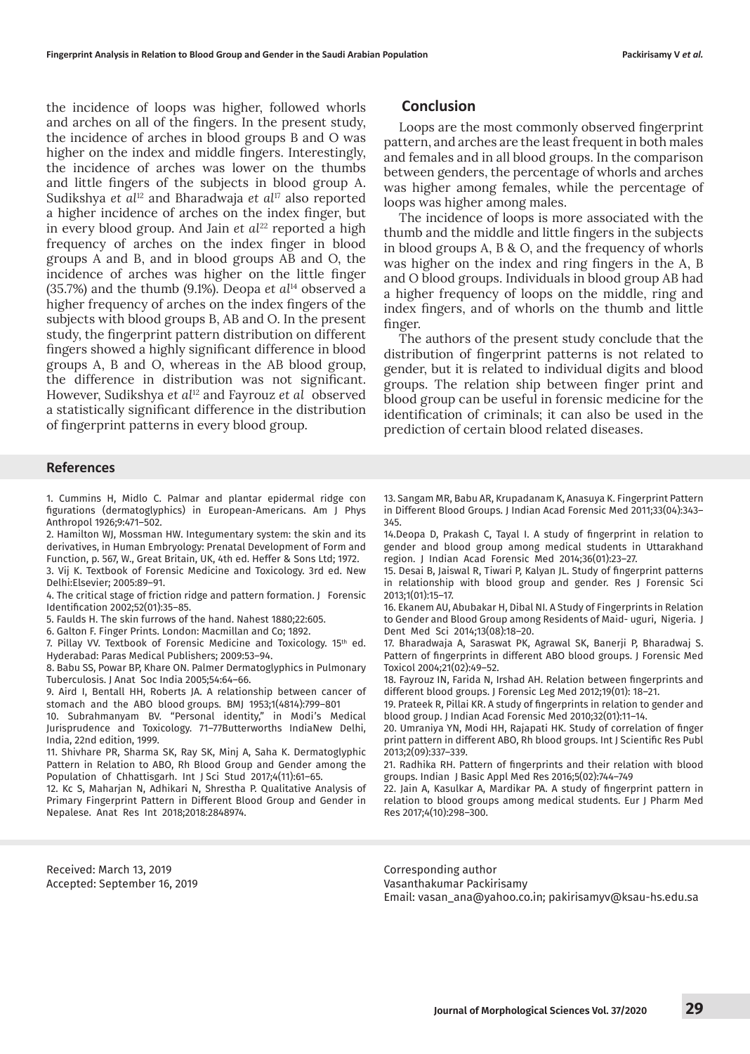the incidence of loops was higher, followed whorls and arches on all of the fingers. In the present study, the incidence of arches in blood groups B and O was higher on the index and middle fingers. Interestingly, the incidence of arches was lower on the thumbs and little fingers of the subjects in blood group A. Sudikshya *et al*[12] and Bharadwaja *et al*[17] also reported a higher incidence of arches on the index finger, but in every blood group. And Jain *et al*[22] reported a high frequency of arches on the index finger in blood groups A and B, and in blood groups AB and O, the incidence of arches was higher on the little finger (35.7%) and the thumb (9.1%). Deopa *et al*[14] observed a higher frequency of arches on the index fingers of the subjects with blood groups B, AB and O. In the present study, the fingerprint pattern distribution on different fingers showed a highly significant difference in blood groups A, B and O, whereas in the AB blood group, the difference in distribution was not significant. However, Sudikshya *et al*[12] and Fayrouz *et al* observed a statistically significant difference in the distribution of fingerprint patterns in every blood group.

## Conclusion

Loops are the most commonly observed fingerprint pattern, and arches are the least frequent in both males and females and in all blood groups. In the comparison between genders, the percentage of whorls and arches was higher among females, while the percentage of loops was higher among males.

The incidence of loops is more associated with the thumb and the middle and little fingers in the subjects in blood groups A, B & O, and the frequency of whorls was higher on the index and ring fingers in the A, B and O blood groups. Individuals in blood group AB had a higher frequency of loops on the middle, ring and index fingers, and of whorls on the thumb and little finger.

The authors of the present study conclude that the distribution of fingerprint patterns is not related to gender, but it is related to individual digits and blood groups. The relation ship between finger print and blood group can be useful in forensic medicine for the identification of criminals; it can also be used in the prediction of certain blood related diseases.

## References

1. Cummins H, Midlo C. Palmar and plantar epidermal ridge con figurations (dermatoglyphics) in European-Americans. Am J Phys Anthropol 1926;9:471–502.
2. Hamilton WJ, Mossman HW. Integumentary system: the skin and its derivatives, in Human Embryology: Prenatal Development of Form and Function, p. 567, W., Great Britain, UK, 4th ed. Heffer & Sons Ltd; 1972.
3. Vij K. Textbook of Forensic Medicine and Toxicology. 3rd ed. New Delhi:Elsevier; 2005:89–91.
4. The critical stage of friction ridge and pattern formation. J Forensic Identification 2002;52(01):35–85.
5. Faulds H. The skin furrows of the hand. Nahest 1880;22:605.
6. Galton F. Finger Prints. London: Macmillan and Co; 1892.
7. Pillay VV. Textbook of Forensic Medicine and Toxicology. 15th ed. Hyderabad: Paras Medical Publishers; 2009:53–94.
8. Babu SS, Powar BP, Khare ON. Palmer Dermatoglyphics in Pulmonary Tuberculosis. J Anat Soc India 2005;54:64–66.
9. Aird I, Bentall HH, Roberts JA. A relationship between cancer of stomach and the ABO blood groups. BMJ 1953;1(4814):799–801
10. Subrahmanyam BV. "Personal identity," in Modi's Medical Jurisprudence and Toxicology. 71–77Butterworths IndiaNew Delhi, India, 22nd edition, 1999.
11. Shivhare PR, Sharma SK, Ray SK, Minj A, Saha K. Dermatoglyphic Pattern in Relation to ABO, Rh Blood Group and Gender among the Population of Chhattisgarh. Int J Sci Stud 2017;4(11):61–65.
12. Kc S, Maharjan N, Adhikari N, Shrestha P. Qualitative Analysis of Primary Fingerprint Pattern in Different Blood Group and Gender in Nepalese. Anat Res Int 2018;2018:2848974.
13. Sangam MR, Babu AR, Krupadanam K, Anasuya K. Fingerprint Pattern in Different Blood Groups. J Indian Acad Forensic Med 2011;33(04):343–345.
14. Deopa D, Prakash C, Tayal I. A study of fingerprint in relation to gender and blood group among medical students in Uttarakhand region. J Indian Acad Forensic Med 2014;36(01):23–27.
15. Desai B, Jaiswal R, Tiwari P, Kalyan JL. Study of fingerprint patterns in relationship with blood group and gender. Res J Forensic Sci 2013;1(01):15–17.
16. Ekanem AU, Abubakar H, Dibal NI. A Study of Fingerprints in Relation to Gender and Blood Group among Residents of Maid- uguri, Nigeria. J Dent Med Sci 2014;13(08):18–20.
17. Bharadwaja A, Saraswat PK, Agrawal SK, Banerji P, Bharadwaj S. Pattern of fingerprints in different ABO blood groups. J Forensic Med Toxicol 2004;21(02):49–52.
18. Fayrouz IN, Farida N, Irshad AH. Relation between fingerprints and different blood groups. J Forensic Leg Med 2012;19(01): 18–21.
19. Prateek R, Pillai KR. A study of fingerprints in relation to gender and blood group. J Indian Acad Forensic Med 2010;32(01):11–14.
20. Umraniya YN, Modi HH, Rajapati HK. Study of correlation of finger print pattern in different ABO, Rh blood groups. Int J Scientific Res Publ 2013;2(09):337–339.
21. Radhika RH. Pattern of fingerprints and their relation with blood groups. Indian J Basic Appl Med Res 2016;5(02):744–749
22. Jain A, Kasulkar A, Mardikar PA. A study of fingerprint pattern in relation to blood groups among medical students. Eur J Pharm Med Res 2017;4(10):298–300.

Received: March 13, 2019
Accepted: September 16, 2019

Corresponding author
Vasanthakumar Packirisamy
Email: vasan_ana@yahoo.co.in; pakirisamyv@ksau-hs.edu.sa